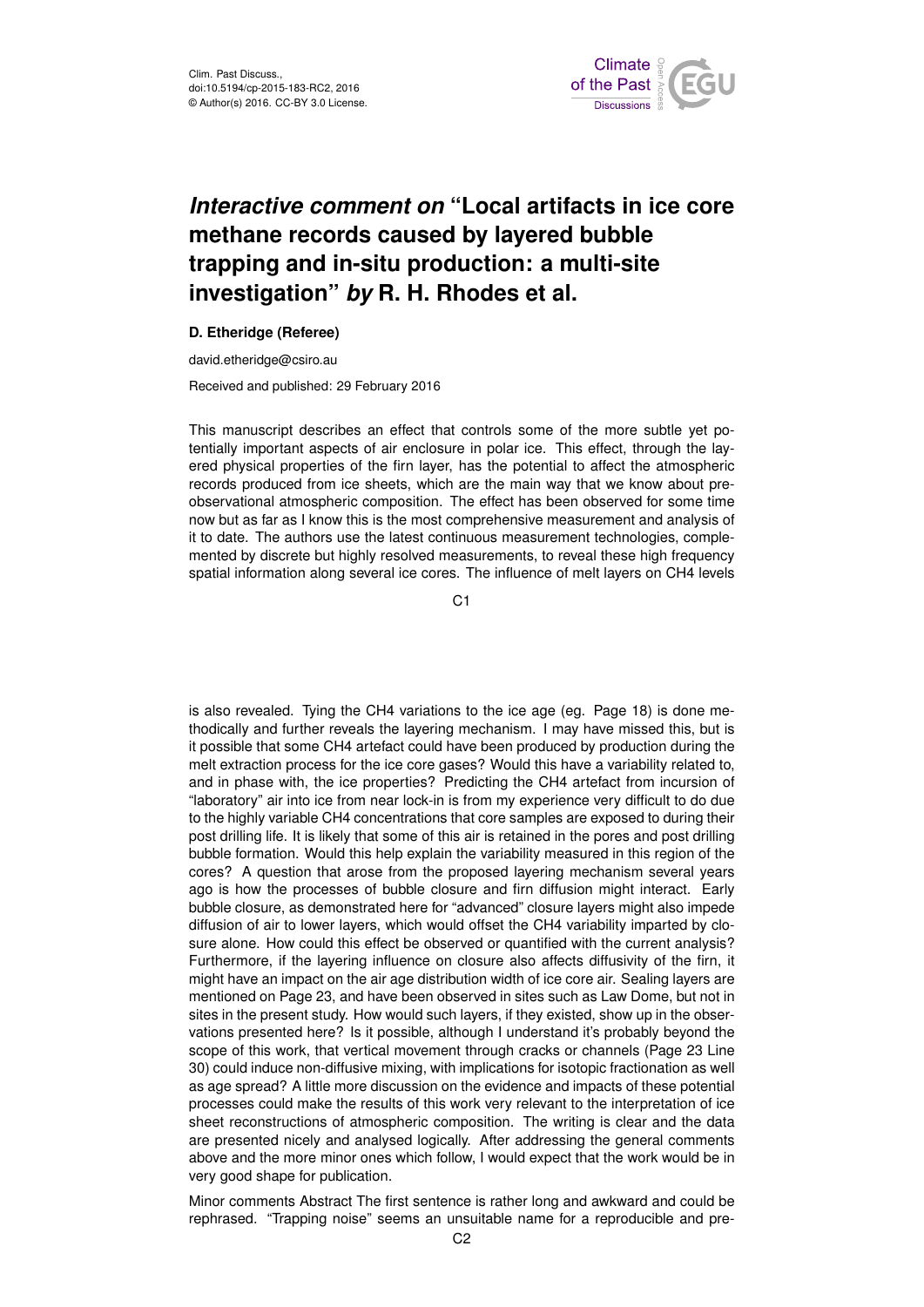# *Interactive comment on* "Local artifacts in ice core methane records caused by layered bubble trapping and in-situ production: a multi-site investigation" *by* R. H. Rhodes et al.

**D. Etheridge (Referee)**

david.etheridge@csiro.au

Received and published: 29 February 2016

This manuscript describes an effect that controls some of the more subtle yet potentially important aspects of air enclosure in polar ice. This effect, through the layered physical properties of the firn layer, has the potential to affect the atmospheric records produced from ice sheets, which are the main way that we know about pre-observational atmospheric composition. The effect has been observed for some time now but as far as I know this is the most comprehensive measurement and analysis of it to date. The authors use the latest continuous measurement technologies, complemented by discrete but highly resolved measurements, to reveal these high frequency spatial information along several ice cores. The influence of melt layers on $CH_4$ levels is also revealed. Tying the $CH_4$ variations to the ice age (eg. Page 18) is done methodically and further reveals the layering mechanism. I may have missed this, but is it possible that some $CH_4$ artefact could have been produced by production during the melt extraction process for the ice core gases? Would this have a variability related to, and in phase with, the ice properties? Predicting the $CH_4$ artefact from incursion of "laboratory" air into ice from near lock-in is from my experience very difficult to do due to the highly variable $CH_4$ concentrations that core samples are exposed to during their post drilling life. It is likely that some of this air is retained in the pores and post drilling bubble formation. Would this help explain the variability measured in this region of the cores? A question that arose from the proposed layering mechanism several years ago is how the processes of bubble closure and firn diffusion might interact. Early bubble closure, as demonstrated here for "advanced" closure layers might also impede diffusion of air to lower layers, which would offset the $CH_4$ variability imparted by closure alone. How could this effect be observed or quantified with the current analysis? Furthermore, if the layering influence on closure also affects diffusivity of the firn, it might have an impact on the air age distribution width of ice core air. Sealing layers are mentioned on Page 23, and have been observed in sites such as Law Dome, but not in sites in the present study. How would such layers, if they existed, show up in the observations presented here? Is it possible, although I understand it's probably beyond the scope of this work, that vertical movement through cracks or channels (Page 23 Line 30) could induce non-diffusive mixing, with implications for isotopic fractionation as well as age spread? A little more discussion on the evidence and impacts of these potential processes could make the results of this work very relevant to the interpretation of ice sheet reconstructions of atmospheric composition. The writing is clear and the data are presented nicely and analysed logically. After addressing the general comments above and the more minor ones which follow, I would expect that the work would be in very good shape for publication.

Minor comments Abstract The first sentence is rather long and awkward and could be rephrased. "Trapping noise" seems an unsuitable name for a reproducible and pre-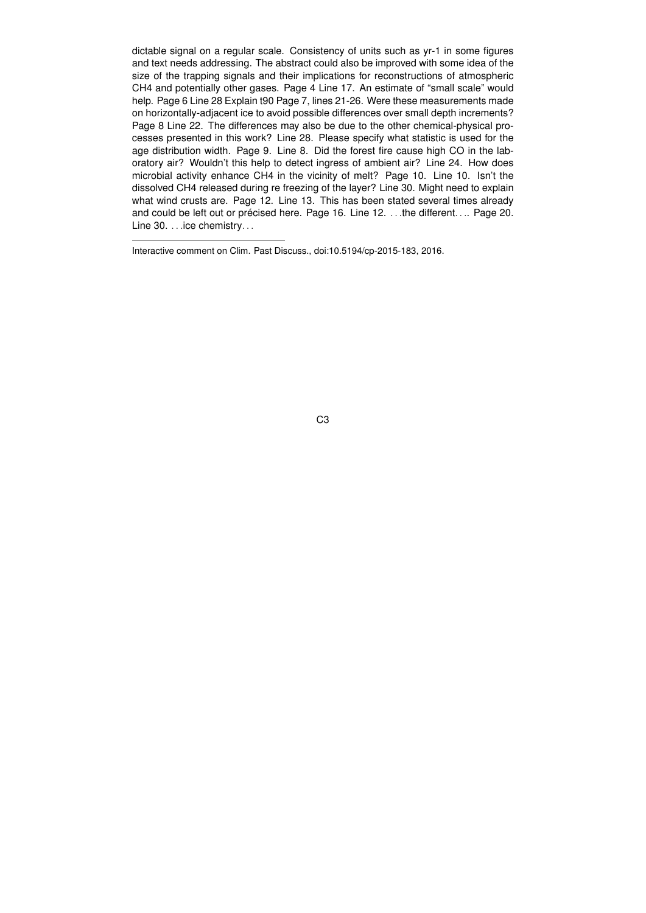dictable signal on a regular scale. Consistency of units such as yr-1 in some figures and text needs addressing. The abstract could also be improved with some idea of the size of the trapping signals and their implications for reconstructions of atmospheric $CH_4$ and potentially other gases. Page 4 Line 17. An estimate of "small scale" would help. Page 6 Line 28 Explain t90 Page 7, lines 21-26. Were these measurements made on horizontally-adjacent ice to avoid possible differences over small depth increments? Page 8 Line 22. The differences may also be due to the other chemical-physical processes presented in this work? Line 28. Please specify what statistic is used for the age distribution width. Page 9. Line 8. Did the forest fire cause high CO in the laboratory air? Wouldn't this help to detect ingress of ambient air? Line 24. How does microbial activity enhance $CH_4$ in the vicinity of melt? Page 10. Line 10. Isn't the dissolved $CH_4$ released during re freezing of the layer? Line 30. Might need to explain what wind crusts are. Page 12. Line 13. This has been stated several times already and could be left out or précised here. Page 16. Line 12. ...the different.... Page 20. Line 30. ...ice chemistry...

---

Interactive comment on Clim. Past Discuss., doi:10.5194/cp-2015-183, 2016.